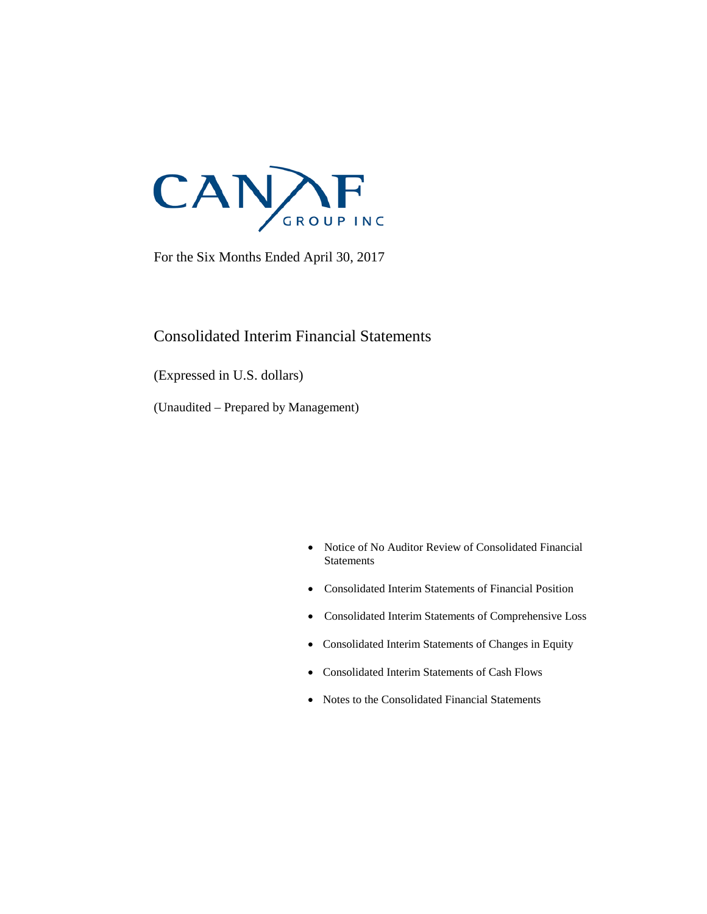# CANAF GROUP INC

For the Six Months Ended April 30, 2017

## Consolidated Interim Financial Statements

(Expressed in U.S. dollars)

(Unaudited – Prepared by Management)

- Notice of No Auditor Review of Consolidated Financial Statements
- Consolidated Interim Statements of Financial Position
- Consolidated Interim Statements of Comprehensive Loss
- Consolidated Interim Statements of Changes in Equity
- Consolidated Interim Statements of Cash Flows
- Notes to the Consolidated Financial Statements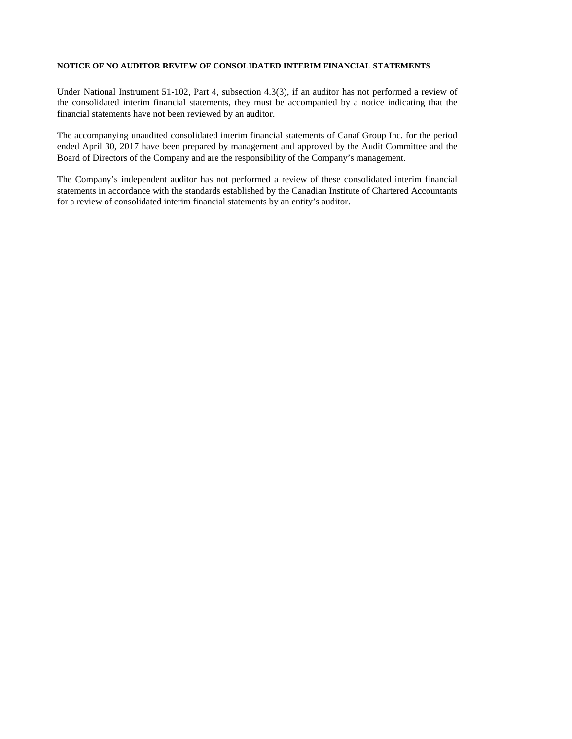**NOTICE OF NO AUDITOR REVIEW OF CONSOLIDATED INTERIM FINANCIAL STATEMENTS**

Under National Instrument 51-102, Part 4, subsection 4.3(3), if an auditor has not performed a review of the consolidated interim financial statements, they must be accompanied by a notice indicating that the financial statements have not been reviewed by an auditor.

The accompanying unaudited consolidated interim financial statements of Canaf Group Inc. for the period ended April 30, 2017 have been prepared by management and approved by the Audit Committee and the Board of Directors of the Company and are the responsibility of the Company's management.

The Company's independent auditor has not performed a review of these consolidated interim financial statements in accordance with the standards established by the Canadian Institute of Chartered Accountants for a review of consolidated interim financial statements by an entity's auditor.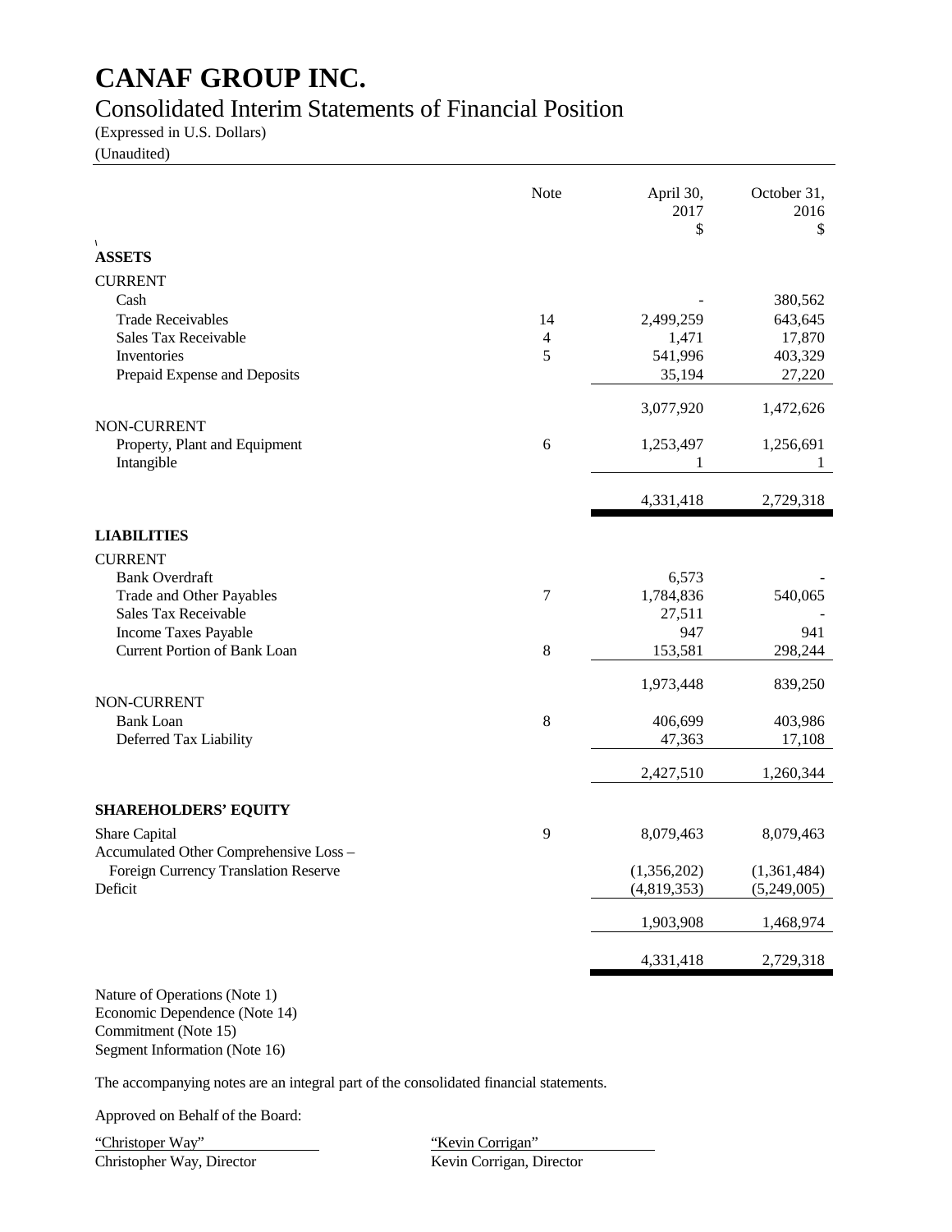# CANAF GROUP INC.

## Consolidated Interim Statements of Financial Position

(Expressed in U.S. Dollars)
(Unaudited)

| | Note | April 30, 2017 $ | October 31, 2016 $ |
|---|---|---|---|
| **ASSETS** | | | |
| CURRENT | | | |
| Cash | | - | 380,562 |
| Trade Receivables | 14 | 2,499,259 | 643,645 |
| Sales Tax Receivable | 4 | 1,471 | 17,870 |
| Inventories | 5 | 541,996 | 403,329 |
| Prepaid Expense and Deposits | | 35,194 | 27,220 |
| | | 3,077,920 | 1,472,626 |
| NON-CURRENT | | | |
| Property, Plant and Equipment | 6 | 1,253,497 | 1,256,691 |
| Intangible | | 1 | 1 |
| | | 4,331,418 | 2,729,318 |
| **LIABILITIES** | | | |
| CURRENT | | | |
| Bank Overdraft | | 6,573 | - |
| Trade and Other Payables | 7 | 1,784,836 | 540,065 |
| Sales Tax Receivable | | 27,511 | - |
| Income Taxes Payable | | 947 | 941 |
| Current Portion of Bank Loan | 8 | 153,581 | 298,244 |
| | | 1,973,448 | 839,250 |
| NON-CURRENT | | | |
| Bank Loan | 8 | 406,699 | 403,986 |
| Deferred Tax Liability | | 47,363 | 17,108 |
| | | 2,427,510 | 1,260,344 |
| **SHAREHOLDERS' EQUITY** | | | |
| Share Capital | 9 | 8,079,463 | 8,079,463 |
| Accumulated Other Comprehensive Loss – Foreign Currency Translation Reserve | | (1,356,202) | (1,361,484) |
| Deficit | | (4,819,353) | (5,249,005) |
| | | 1,903,908 | 1,468,974 |
| | | 4,331,418 | 2,729,318 |

Nature of Operations (Note 1)
Economic Dependence (Note 14)
Commitment (Note 15)
Segment Information (Note 16)

The accompanying notes are an integral part of the consolidated financial statements.

Approved on Behalf of the Board:

"Christoper Way"
Christopher Way, Director

"Kevin Corrigan"
Kevin Corrigan, Director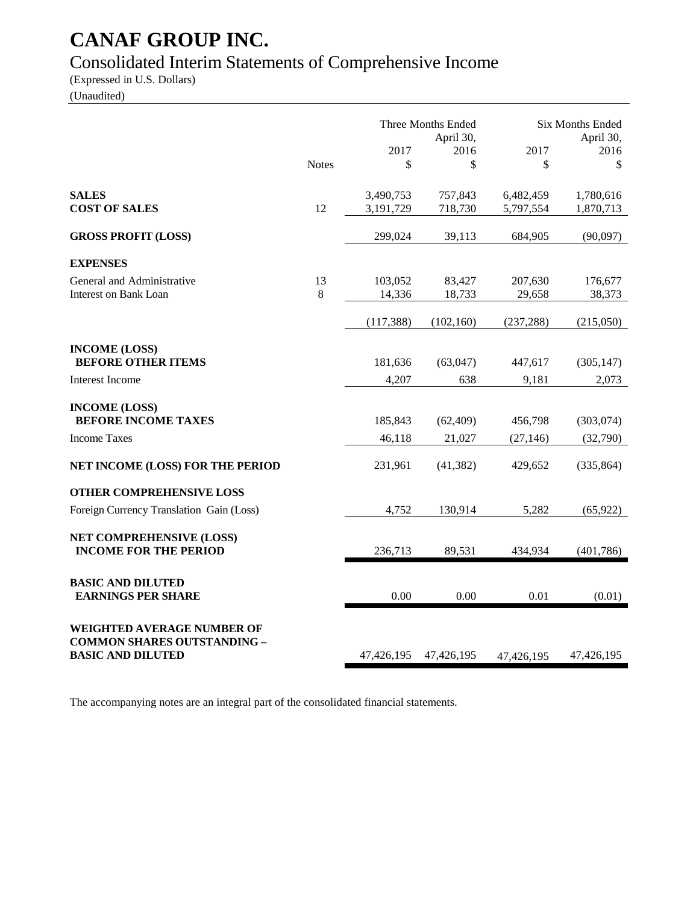# CANAF GROUP INC.

## Consolidated Interim Statements of Comprehensive Income

(Expressed in U.S. Dollars)
(Unaudited)

| | Notes | Three Months Ended April 30, 2017 $ | Three Months Ended April 30, 2016 $ | Six Months Ended April 30, 2017 $ | Six Months Ended April 30, 2016 $ |
|---|---|---|---|---|---|
| **SALES** | | 3,490,753 | 757,843 | 6,482,459 | 1,780,616 |
| **COST OF SALES** | 12 | 3,191,729 | 718,730 | 5,797,554 | 1,870,713 |
| **GROSS PROFIT (LOSS)** | | 299,024 | 39,113 | 684,905 | (90,097) |
| **EXPENSES** | | | | | |
| General and Administrative | 13 | 103,052 | 83,427 | 207,630 | 176,677 |
| Interest on Bank Loan | 8 | 14,336 | 18,733 | 29,658 | 38,373 |
| | | (117,388) | (102,160) | (237,288) | (215,050) |
| **INCOME (LOSS) BEFORE OTHER ITEMS** | | 181,636 | (63,047) | 447,617 | (305,147) |
| Interest Income | | 4,207 | 638 | 9,181 | 2,073 |
| **INCOME (LOSS) BEFORE INCOME TAXES** | | 185,843 | (62,409) | 456,798 | (303,074) |
| Income Taxes | | 46,118 | 21,027 | (27,146) | (32,790) |
| **NET INCOME (LOSS) FOR THE PERIOD** | | 231,961 | (41,382) | 429,652 | (335,864) |
| **OTHER COMPREHENSIVE LOSS** | | | | | |
| Foreign Currency Translation Gain (Loss) | | 4,752 | 130,914 | 5,282 | (65,922) |
| **NET COMPREHENSIVE (LOSS) INCOME FOR THE PERIOD** | | 236,713 | 89,531 | 434,934 | (401,786) |
| **BASIC AND DILUTED EARNINGS PER SHARE** | | 0.00 | 0.00 | 0.01 | (0.01) |
| **WEIGHTED AVERAGE NUMBER OF COMMON SHARES OUTSTANDING – BASIC AND DILUTED** | | 47,426,195 | 47,426,195 | 47,426,195 | 47,426,195 |

The accompanying notes are an integral part of the consolidated financial statements.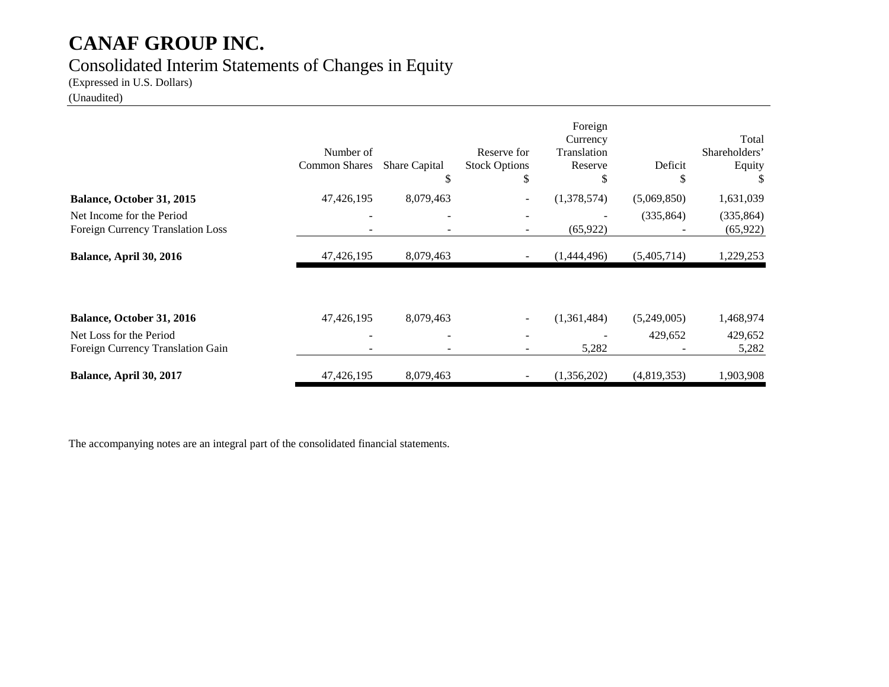# CANAF GROUP INC.

## Consolidated Interim Statements of Changes in Equity

(Expressed in U.S. Dollars)

(Unaudited)

| | Number of Common Shares | Share Capital $ | Reserve for Stock Options $ | Foreign Currency Translation Reserve $ | Deficit $ | Total Shareholders' Equity $ |
|---|---|---|---|---|---|---|
| **Balance, October 31, 2015** | 47,426,195 | 8,079,463 | - | (1,378,574) | (5,069,850) | 1,631,039 |
| Net Income for the Period | - | - | - | - | (335,864) | (335,864) |
| Foreign Currency Translation Loss | - | - | - | (65,922) | - | (65,922) |
| **Balance, April 30, 2016** | 47,426,195 | 8,079,463 | - | (1,444,496) | (5,405,714) | 1,229,253 |
| | | | | | | |
| **Balance, October 31, 2016** | 47,426,195 | 8,079,463 | - | (1,361,484) | (5,249,005) | 1,468,974 |
| Net Loss for the Period | - | - | - | - | 429,652 | 429,652 |
| Foreign Currency Translation Gain | - | - | - | 5,282 | - | 5,282 |
| **Balance, April 30, 2017** | 47,426,195 | 8,079,463 | - | (1,356,202) | (4,819,353) | 1,903,908 |

The accompanying notes are an integral part of the consolidated financial statements.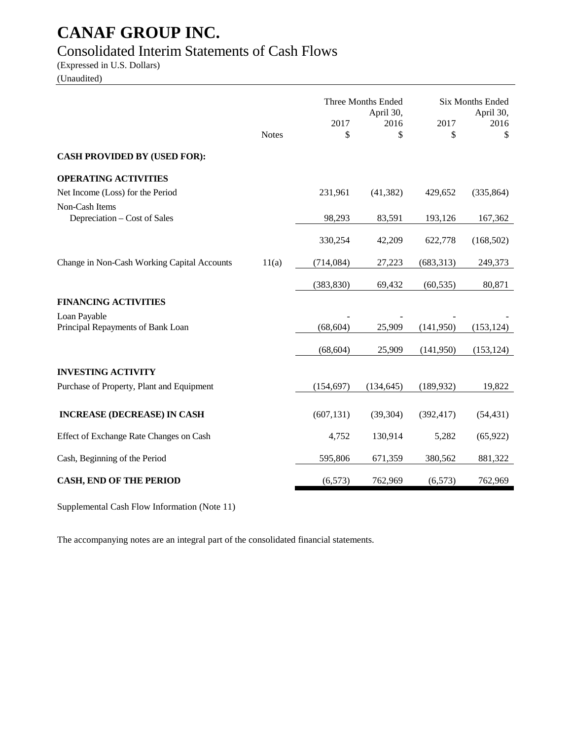# CANAF GROUP INC.

## Consolidated Interim Statements of Cash Flows

(Expressed in U.S. Dollars)

(Unaudited)

| | Notes | Three Months Ended April 30, 2017 $ | Three Months Ended April 30, 2016 $ | Six Months Ended April 30, 2017 $ | Six Months Ended April 30, 2016 $ |
|---|---|---|---|---|---|
| **CASH PROVIDED BY (USED FOR):** | | | | | |
| **OPERATING ACTIVITIES** | | | | | |
| Net Income (Loss) for the Period | | 231,961 | (41,382) | 429,652 | (335,864) |
| Non-Cash Items | | | | | |
| Depreciation – Cost of Sales | | 98,293 | 83,591 | 193,126 | 167,362 |
| | | 330,254 | 42,209 | 622,778 | (168,502) |
| Change in Non-Cash Working Capital Accounts | 11(a) | (714,084) | 27,223 | (683,313) | 249,373 |
| | | (383,830) | 69,432 | (60,535) | 80,871 |
| **FINANCING ACTIVITIES** | | | | | |
| Loan Payable | | - | - | - | - |
| Principal Repayments of Bank Loan | | (68,604) | 25,909 | (141,950) | (153,124) |
| | | (68,604) | 25,909 | (141,950) | (153,124) |
| **INVESTING ACTIVITY** | | | | | |
| Purchase of Property, Plant and Equipment | | (154,697) | (134,645) | (189,932) | 19,822 |
| **INCREASE (DECREASE) IN CASH** | | (607,131) | (39,304) | (392,417) | (54,431) |
| Effect of Exchange Rate Changes on Cash | | 4,752 | 130,914 | 5,282 | (65,922) |
| Cash, Beginning of the Period | | 595,806 | 671,359 | 380,562 | 881,322 |
| **CASH, END OF THE PERIOD** | | (6,573) | 762,969 | (6,573) | 762,969 |

Supplemental Cash Flow Information (Note 11)

The accompanying notes are an integral part of the consolidated financial statements.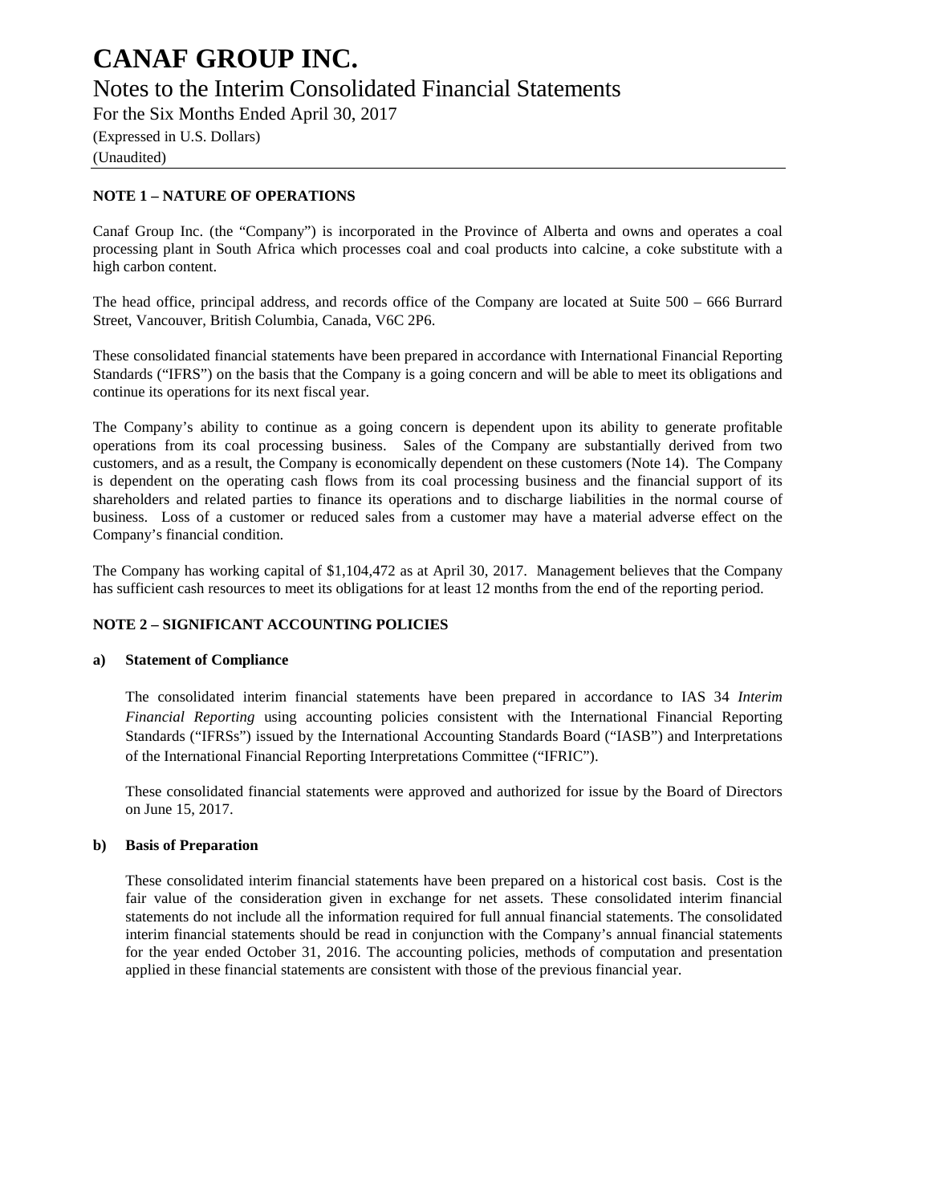# CANAF GROUP INC.

## Notes to the Interim Consolidated Financial Statements

For the Six Months Ended April 30, 2017

(Expressed in U.S. Dollars)

(Unaudited)

---

**NOTE 1 – NATURE OF OPERATIONS**

Canaf Group Inc. (the "Company") is incorporated in the Province of Alberta and owns and operates a coal processing plant in South Africa which processes coal and coal products into calcine, a coke substitute with a high carbon content.

The head office, principal address, and records office of the Company are located at Suite 500 – 666 Burrard Street, Vancouver, British Columbia, Canada, V6C 2P6.

These consolidated financial statements have been prepared in accordance with International Financial Reporting Standards ("IFRS") on the basis that the Company is a going concern and will be able to meet its obligations and continue its operations for its next fiscal year.

The Company's ability to continue as a going concern is dependent upon its ability to generate profitable operations from its coal processing business. Sales of the Company are substantially derived from two customers, and as a result, the Company is economically dependent on these customers (Note 14). The Company is dependent on the operating cash flows from its coal processing business and the financial support of its shareholders and related parties to finance its operations and to discharge liabilities in the normal course of business. Loss of a customer or reduced sales from a customer may have a material adverse effect on the Company's financial condition.

The Company has working capital of $1,104,472 as at April 30, 2017. Management believes that the Company has sufficient cash resources to meet its obligations for at least 12 months from the end of the reporting period.

**NOTE 2 – SIGNIFICANT ACCOUNTING POLICIES**

**a) Statement of Compliance**

The consolidated interim financial statements have been prepared in accordance to IAS 34 *Interim Financial Reporting* using accounting policies consistent with the International Financial Reporting Standards ("IFRSs") issued by the International Accounting Standards Board ("IASB") and Interpretations of the International Financial Reporting Interpretations Committee ("IFRIC").

These consolidated financial statements were approved and authorized for issue by the Board of Directors on June 15, 2017.

**b) Basis of Preparation**

These consolidated interim financial statements have been prepared on a historical cost basis. Cost is the fair value of the consideration given in exchange for net assets. These consolidated interim financial statements do not include all the information required for full annual financial statements. The consolidated interim financial statements should be read in conjunction with the Company's annual financial statements for the year ended October 31, 2016. The accounting policies, methods of computation and presentation applied in these financial statements are consistent with those of the previous financial year.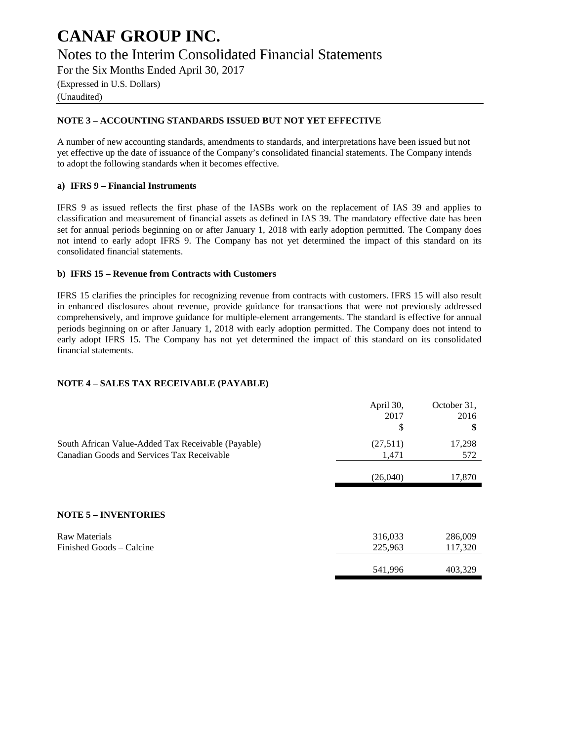# CANAF GROUP INC.

## Notes to the Interim Consolidated Financial Statements

For the Six Months Ended April 30, 2017

(Expressed in U.S. Dollars)

(Unaudited)

### NOTE 3 – ACCOUNTING STANDARDS ISSUED BUT NOT YET EFFECTIVE

A number of new accounting standards, amendments to standards, and interpretations have been issued but not yet effective up the date of issuance of the Company's consolidated financial statements. The Company intends to adopt the following standards when it becomes effective.

#### a) IFRS 9 – Financial Instruments

IFRS 9 as issued reflects the first phase of the IASBs work on the replacement of IAS 39 and applies to classification and measurement of financial assets as defined in IAS 39. The mandatory effective date has been set for annual periods beginning on or after January 1, 2018 with early adoption permitted. The Company does not intend to early adopt IFRS 9. The Company has not yet determined the impact of this standard on its consolidated financial statements.

#### b) IFRS 15 – Revenue from Contracts with Customers

IFRS 15 clarifies the principles for recognizing revenue from contracts with customers. IFRS 15 will also result in enhanced disclosures about revenue, provide guidance for transactions that were not previously addressed comprehensively, and improve guidance for multiple-element arrangements. The standard is effective for annual periods beginning on or after January 1, 2018 with early adoption permitted. The Company does not intend to early adopt IFRS 15. The Company has not yet determined the impact of this standard on its consolidated financial statements.

### NOTE 4 – SALES TAX RECEIVABLE (PAYABLE)

| | April 30, 2017 $ | October 31, 2016 $ |
|---|---|---|
| South African Value-Added Tax Receivable (Payable) | (27,511) | 17,298 |
| Canadian Goods and Services Tax Receivable | 1,471 | 572 |
| | (26,040) | 17,870 |

### NOTE 5 – INVENTORIES

| | April 30, 2017 $ | October 31, 2016 $ |
|---|---|---|
| Raw Materials | 316,033 | 286,009 |
| Finished Goods – Calcine | 225,963 | 117,320 |
| | 541,996 | 403,329 |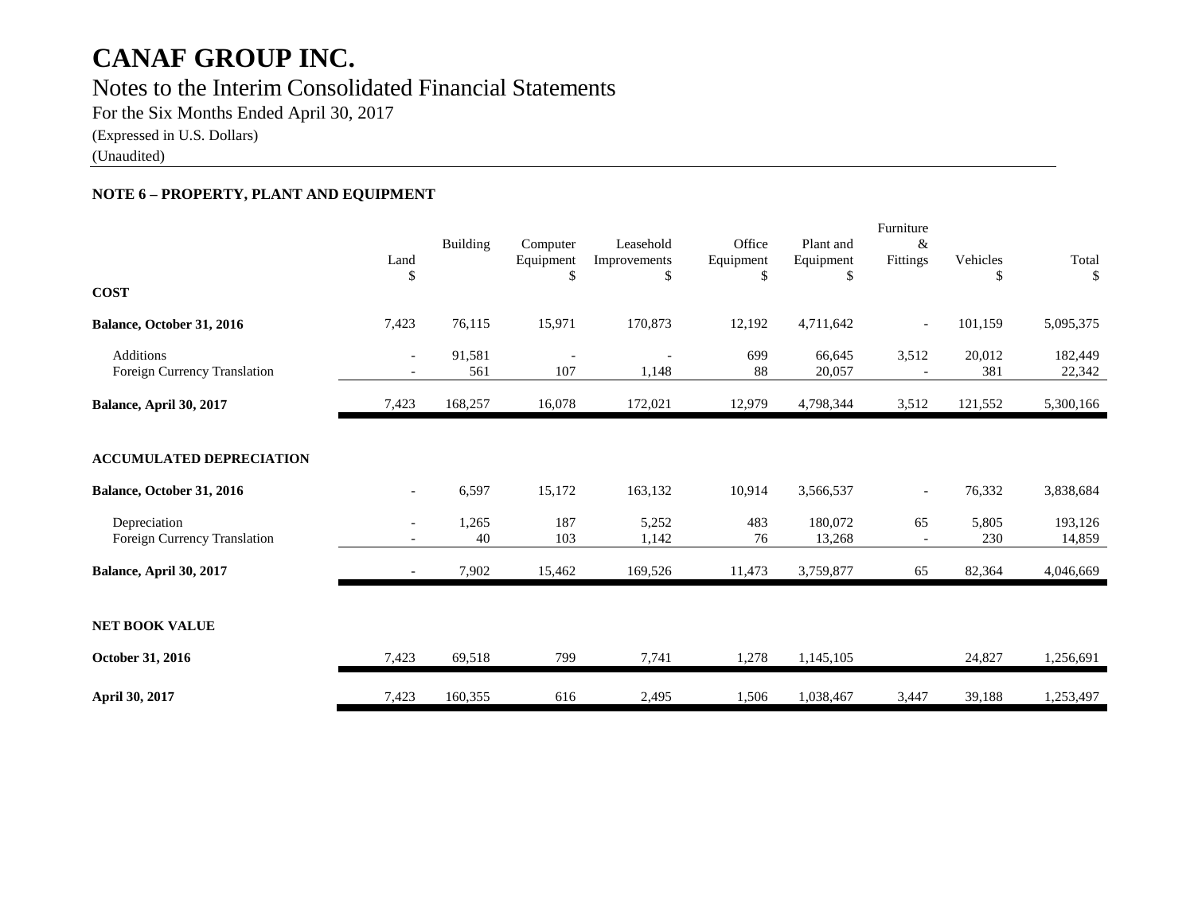# CANAF GROUP INC.

## Notes to the Interim Consolidated Financial Statements

For the Six Months Ended April 30, 2017

(Expressed in U.S. Dollars)

(Unaudited)

### NOTE 6 – PROPERTY, PLANT AND EQUIPMENT

| | Land $ | Building | Computer Equipment $ | Leasehold Improvements $ | Office Equipment $ | Plant and Equipment $ | Furniture & Fittings | Vehicles $ | Total $ |
|---|---|---|---|---|---|---|---|---|---|
| **COST** | | | | | | | | | |
| **Balance, October 31, 2016** | 7,423 | 76,115 | 15,971 | 170,873 | 12,192 | 4,711,642 | - | 101,159 | 5,095,375 |
| Additions | - | 91,581 | - | - | 699 | 66,645 | 3,512 | 20,012 | 182,449 |
| Foreign Currency Translation | - | 561 | 107 | 1,148 | 88 | 20,057 | - | 381 | 22,342 |
| **Balance, April 30, 2017** | 7,423 | 168,257 | 16,078 | 172,021 | 12,979 | 4,798,344 | 3,512 | 121,552 | 5,300,166 |
| **ACCUMULATED DEPRECIATION** | | | | | | | | | |
| **Balance, October 31, 2016** | - | 6,597 | 15,172 | 163,132 | 10,914 | 3,566,537 | - | 76,332 | 3,838,684 |
| Depreciation | - | 1,265 | 187 | 5,252 | 483 | 180,072 | 65 | 5,805 | 193,126 |
| Foreign Currency Translation | - | 40 | 103 | 1,142 | 76 | 13,268 | - | 230 | 14,859 |
| **Balance, April 30, 2017** | - | 7,902 | 15,462 | 169,526 | 11,473 | 3,759,877 | 65 | 82,364 | 4,046,669 |
| **NET BOOK VALUE** | | | | | | | | | |
| **October 31, 2016** | 7,423 | 69,518 | 799 | 7,741 | 1,278 | 1,145,105 | | 24,827 | 1,256,691 |
| **April 30, 2017** | 7,423 | 160,355 | 616 | 2,495 | 1,506 | 1,038,467 | 3,447 | 39,188 | 1,253,497 |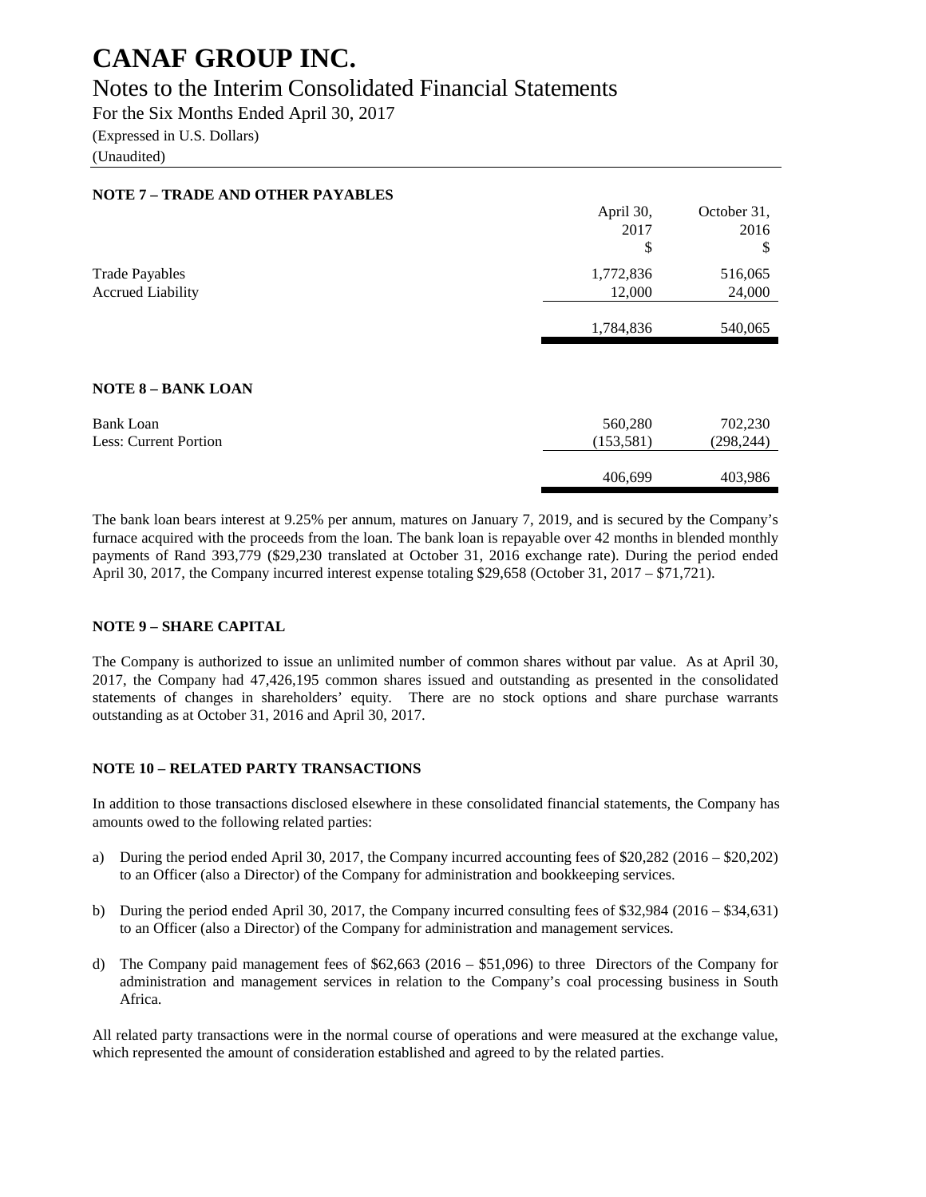# CANAF GROUP INC.

## Notes to the Interim Consolidated Financial Statements

For the Six Months Ended April 30, 2017

(Expressed in U.S. Dollars)

(Unaudited)

**NOTE 7 – TRADE AND OTHER PAYABLES**

| | April 30, 2017 $ | October 31, 2016 $ |
|---|---|---|
| Trade Payables | 1,772,836 | 516,065 |
| Accrued Liability | 12,000 | 24,000 |
| | 1,784,836 | 540,065 |

**NOTE 8 – BANK LOAN**

| | | |
|---|---|---|
| Bank Loan | 560,280 | 702,230 |
| Less: Current Portion | (153,581) | (298,244) |
| | 406,699 | 403,986 |

The bank loan bears interest at 9.25% per annum, matures on January 7, 2019, and is secured by the Company's furnace acquired with the proceeds from the loan. The bank loan is repayable over 42 months in blended monthly payments of Rand 393,779 ($29,230 translated at October 31, 2016 exchange rate). During the period ended April 30, 2017, the Company incurred interest expense totaling $29,658 (October 31, 2017 – $71,721).

**NOTE 9 – SHARE CAPITAL**

The Company is authorized to issue an unlimited number of common shares without par value. As at April 30, 2017, the Company had 47,426,195 common shares issued and outstanding as presented in the consolidated statements of changes in shareholders' equity. There are no stock options and share purchase warrants outstanding as at October 31, 2016 and April 30, 2017.

**NOTE 10 – RELATED PARTY TRANSACTIONS**

In addition to those transactions disclosed elsewhere in these consolidated financial statements, the Company has amounts owed to the following related parties:

a) During the period ended April 30, 2017, the Company incurred accounting fees of $20,282 (2016 – $20,202) to an Officer (also a Director) of the Company for administration and bookkeeping services.

b) During the period ended April 30, 2017, the Company incurred consulting fees of $32,984 (2016 – $34,631) to an Officer (also a Director) of the Company for administration and management services.

d) The Company paid management fees of $62,663 (2016 – $51,096) to three Directors of the Company for administration and management services in relation to the Company's coal processing business in South Africa.

All related party transactions were in the normal course of operations and were measured at the exchange value, which represented the amount of consideration established and agreed to by the related parties.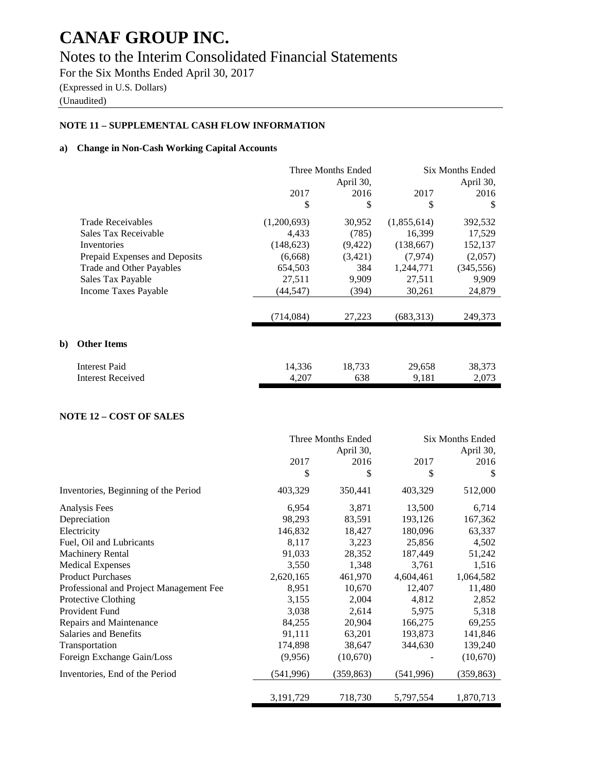# CANAF GROUP INC.

## Notes to the Interim Consolidated Financial Statements

For the Six Months Ended April 30, 2017

(Expressed in U.S. Dollars)

(Unaudited)

### NOTE 11 – SUPPLEMENTAL CASH FLOW INFORMATION

#### a) Change in Non-Cash Working Capital Accounts

| | Three Months Ended April 30, | | Six Months Ended April 30, | |
|---|---|---|---|---|
| | 2017 | 2016 | 2017 | 2016 |
| | $ | $ | $ | $ |
| Trade Receivables | (1,200,693) | 30,952 | (1,855,614) | 392,532 |
| Sales Tax Receivable | 4,433 | (785) | 16,399 | 17,529 |
| Inventories | (148,623) | (9,422) | (138,667) | 152,137 |
| Prepaid Expenses and Deposits | (6,668) | (3,421) | (7,974) | (2,057) |
| Trade and Other Payables | 654,503 | 384 | 1,244,771 | (345,556) |
| Sales Tax Payable | 27,511 | 9,909 | 27,511 | 9,909 |
| Income Taxes Payable | (44,547) | (394) | 30,261 | 24,879 |
| | (714,084) | 27,223 | (683,313) | 249,373 |

#### b) Other Items

| | Three Months Ended April 30, | | Six Months Ended April 30, | |
|---|---|---|---|---|
| | 2017 | 2016 | 2017 | 2016 |
| Interest Paid | 14,336 | 18,733 | 29,658 | 38,373 |
| Interest Received | 4,207 | 638 | 9,181 | 2,073 |

### NOTE 12 – COST OF SALES

| | Three Months Ended April 30, | | Six Months Ended April 30, | |
|---|---|---|---|---|
| | 2017 | 2016 | 2017 | 2016 |
| | $ | $ | $ | $ |
| Inventories, Beginning of the Period | 403,329 | 350,441 | 403,329 | 512,000 |
| Analysis Fees | 6,954 | 3,871 | 13,500 | 6,714 |
| Depreciation | 98,293 | 83,591 | 193,126 | 167,362 |
| Electricity | 146,832 | 18,427 | 180,096 | 63,337 |
| Fuel, Oil and Lubricants | 8,117 | 3,223 | 25,856 | 4,502 |
| Machinery Rental | 91,033 | 28,352 | 187,449 | 51,242 |
| Medical Expenses | 3,550 | 1,348 | 3,761 | 1,516 |
| Product Purchases | 2,620,165 | 461,970 | 4,604,461 | 1,064,582 |
| Professional and Project Management Fee | 8,951 | 10,670 | 12,407 | 11,480 |
| Protective Clothing | 3,155 | 2,004 | 4,812 | 2,852 |
| Provident Fund | 3,038 | 2,614 | 5,975 | 5,318 |
| Repairs and Maintenance | 84,255 | 20,904 | 166,275 | 69,255 |
| Salaries and Benefits | 91,111 | 63,201 | 193,873 | 141,846 |
| Transportation | 174,898 | 38,647 | 344,630 | 139,240 |
| Foreign Exchange Gain/Loss | (9,956) | (10,670) | - | (10,670) |
| Inventories, End of the Period | (541,996) | (359,863) | (541,996) | (359,863) |
| | 3,191,729 | 718,730 | 5,797,554 | 1,870,713 |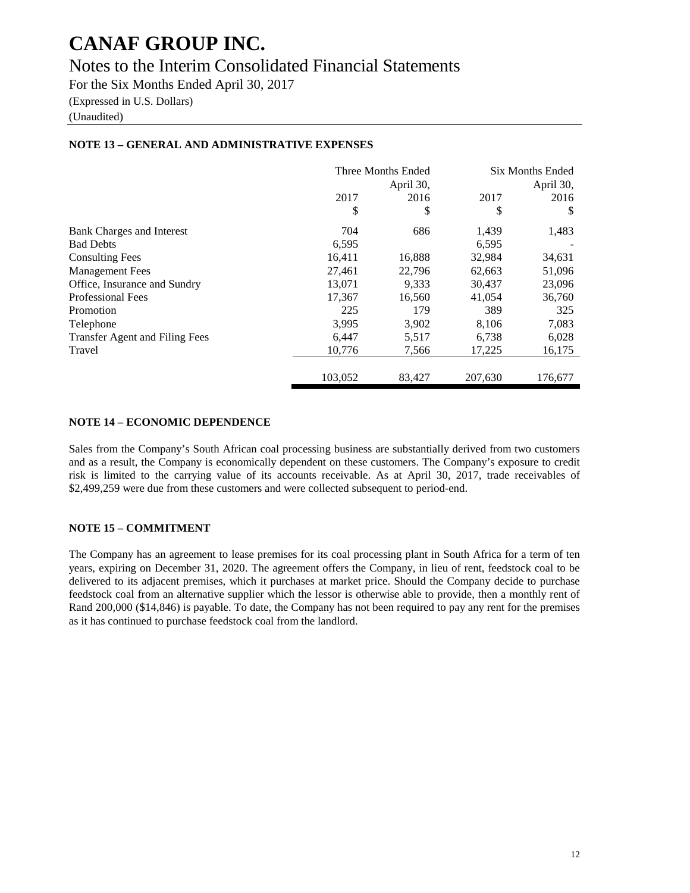# CANAF GROUP INC.

## Notes to the Interim Consolidated Financial Statements

For the Six Months Ended April 30, 2017

(Expressed in U.S. Dollars)

(Unaudited)

### NOTE 13 – GENERAL AND ADMINISTRATIVE EXPENSES

| | Three Months Ended April 30, | | Six Months Ended April 30, | |
|---|---|---|---|---|
| | 2017 | 2016 | 2017 | 2016 |
| | $ | $ | $ | $ |
| Bank Charges and Interest | 704 | 686 | 1,439 | 1,483 |
| Bad Debts | 6,595 | | 6,595 | - |
| Consulting Fees | 16,411 | 16,888 | 32,984 | 34,631 |
| Management Fees | 27,461 | 22,796 | 62,663 | 51,096 |
| Office, Insurance and Sundry | 13,071 | 9,333 | 30,437 | 23,096 |
| Professional Fees | 17,367 | 16,560 | 41,054 | 36,760 |
| Promotion | 225 | 179 | 389 | 325 |
| Telephone | 3,995 | 3,902 | 8,106 | 7,083 |
| Transfer Agent and Filing Fees | 6,447 | 5,517 | 6,738 | 6,028 |
| Travel | 10,776 | 7,566 | 17,225 | 16,175 |
| | 103,052 | 83,427 | 207,630 | 176,677 |

### NOTE 14 – ECONOMIC DEPENDENCE

Sales from the Company's South African coal processing business are substantially derived from two customers and as a result, the Company is economically dependent on these customers. The Company's exposure to credit risk is limited to the carrying value of its accounts receivable. As at April 30, 2017, trade receivables of $2,499,259 were due from these customers and were collected subsequent to period-end.

### NOTE 15 – COMMITMENT

The Company has an agreement to lease premises for its coal processing plant in South Africa for a term of ten years, expiring on December 31, 2020. The agreement offers the Company, in lieu of rent, feedstock coal to be delivered to its adjacent premises, which it purchases at market price. Should the Company decide to purchase feedstock coal from an alternative supplier which the lessor is otherwise able to provide, then a monthly rent of Rand 200,000 ($14,846) is payable. To date, the Company has not been required to pay any rent for the premises as it has continued to purchase feedstock coal from the landlord.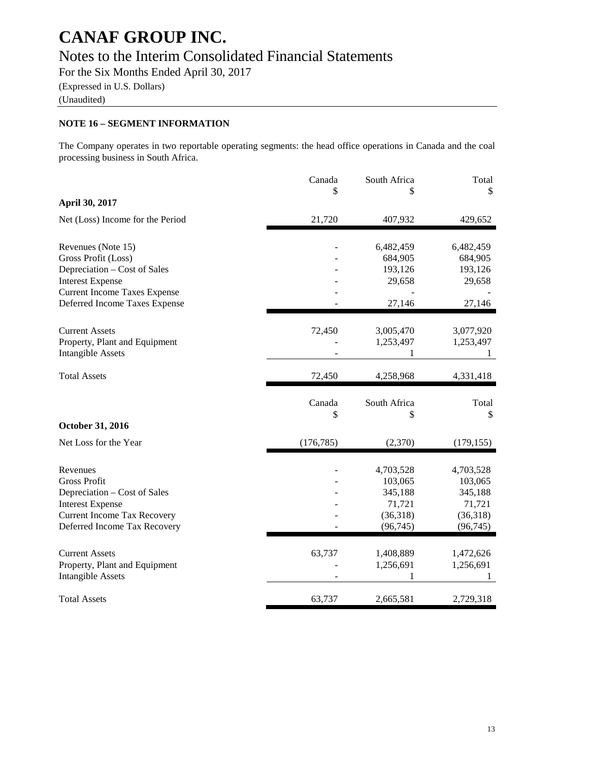# CANAF GROUP INC.

## Notes to the Interim Consolidated Financial Statements

For the Six Months Ended April 30, 2017

(Expressed in U.S. Dollars)

(Unaudited)

### NOTE 16 – SEGMENT INFORMATION

The Company operates in two reportable operating segments: the head office operations in Canada and the coal processing business in South Africa.

| | Canada<br>$ | South Africa<br>$ | Total<br>$ |
|---|---|---|---|
| **April 30, 2017** | | | |
| Net (Loss) Income for the Period | 21,720 | 407,932 | 429,652 |
| Revenues (Note 15) | - | 6,482,459 | 6,482,459 |
| Gross Profit (Loss) | - | 684,905 | 684,905 |
| Depreciation – Cost of Sales | - | 193,126 | 193,126 |
| Interest Expense | - | 29,658 | 29,658 |
| Current Income Taxes Expense | - | - | - |
| Deferred Income Taxes Expense | - | 27,146 | 27,146 |
| Current Assets | 72,450 | 3,005,470 | 3,077,920 |
| Property, Plant and Equipment | - | 1,253,497 | 1,253,497 |
| Intangible Assets | - | 1 | 1 |
| Total Assets | 72,450 | 4,258,968 | 4,331,418 |

| | Canada<br>$ | South Africa<br>$ | Total<br>$ |
|---|---|---|---|
| **October 31, 2016** | | | |
| Net Loss for the Year | (176,785) | (2,370) | (179,155) |
| Revenues | - | 4,703,528 | 4,703,528 |
| Gross Profit | - | 103,065 | 103,065 |
| Depreciation – Cost of Sales | - | 345,188 | 345,188 |
| Interest Expense | - | 71,721 | 71,721 |
| Current Income Tax Recovery | - | (36,318) | (36,318) |
| Deferred Income Tax Recovery | - | (96,745) | (96,745) |
| Current Assets | 63,737 | 1,408,889 | 1,472,626 |
| Property, Plant and Equipment | - | 1,256,691 | 1,256,691 |
| Intangible Assets | - | 1 | 1 |
| Total Assets | 63,737 | 2,665,581 | 2,729,318 |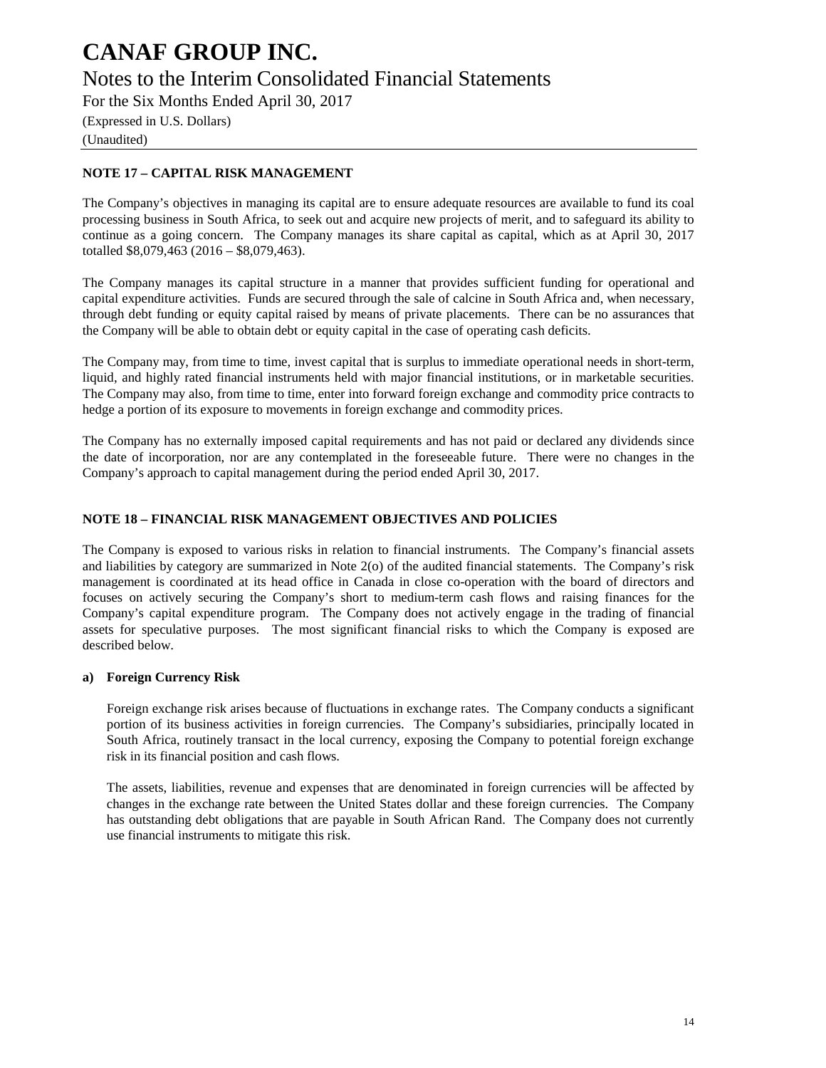## NOTE 17 – CAPITAL RISK MANAGEMENT

The Company's objectives in managing its capital are to ensure adequate resources are available to fund its coal processing business in South Africa, to seek out and acquire new projects of merit, and to safeguard its ability to continue as a going concern. The Company manages its share capital as capital, which as at April 30, 2017 totalled $8,079,463 (2016 – $8,079,463).

The Company manages its capital structure in a manner that provides sufficient funding for operational and capital expenditure activities. Funds are secured through the sale of calcine in South Africa and, when necessary, through debt funding or equity capital raised by means of private placements. There can be no assurances that the Company will be able to obtain debt or equity capital in the case of operating cash deficits.

The Company may, from time to time, invest capital that is surplus to immediate operational needs in short-term, liquid, and highly rated financial instruments held with major financial institutions, or in marketable securities. The Company may also, from time to time, enter into forward foreign exchange and commodity price contracts to hedge a portion of its exposure to movements in foreign exchange and commodity prices.

The Company has no externally imposed capital requirements and has not paid or declared any dividends since the date of incorporation, nor are any contemplated in the foreseeable future. There were no changes in the Company's approach to capital management during the period ended April 30, 2017.

## NOTE 18 – FINANCIAL RISK MANAGEMENT OBJECTIVES AND POLICIES

The Company is exposed to various risks in relation to financial instruments. The Company's financial assets and liabilities by category are summarized in Note 2(o) of the audited financial statements. The Company's risk management is coordinated at its head office in Canada in close co-operation with the board of directors and focuses on actively securing the Company's short to medium-term cash flows and raising finances for the Company's capital expenditure program. The Company does not actively engage in the trading of financial assets for speculative purposes. The most significant financial risks to which the Company is exposed are described below.

### a) Foreign Currency Risk

Foreign exchange risk arises because of fluctuations in exchange rates. The Company conducts a significant portion of its business activities in foreign currencies. The Company's subsidiaries, principally located in South Africa, routinely transact in the local currency, exposing the Company to potential foreign exchange risk in its financial position and cash flows.

The assets, liabilities, revenue and expenses that are denominated in foreign currencies will be affected by changes in the exchange rate between the United States dollar and these foreign currencies. The Company has outstanding debt obligations that are payable in South African Rand. The Company does not currently use financial instruments to mitigate this risk.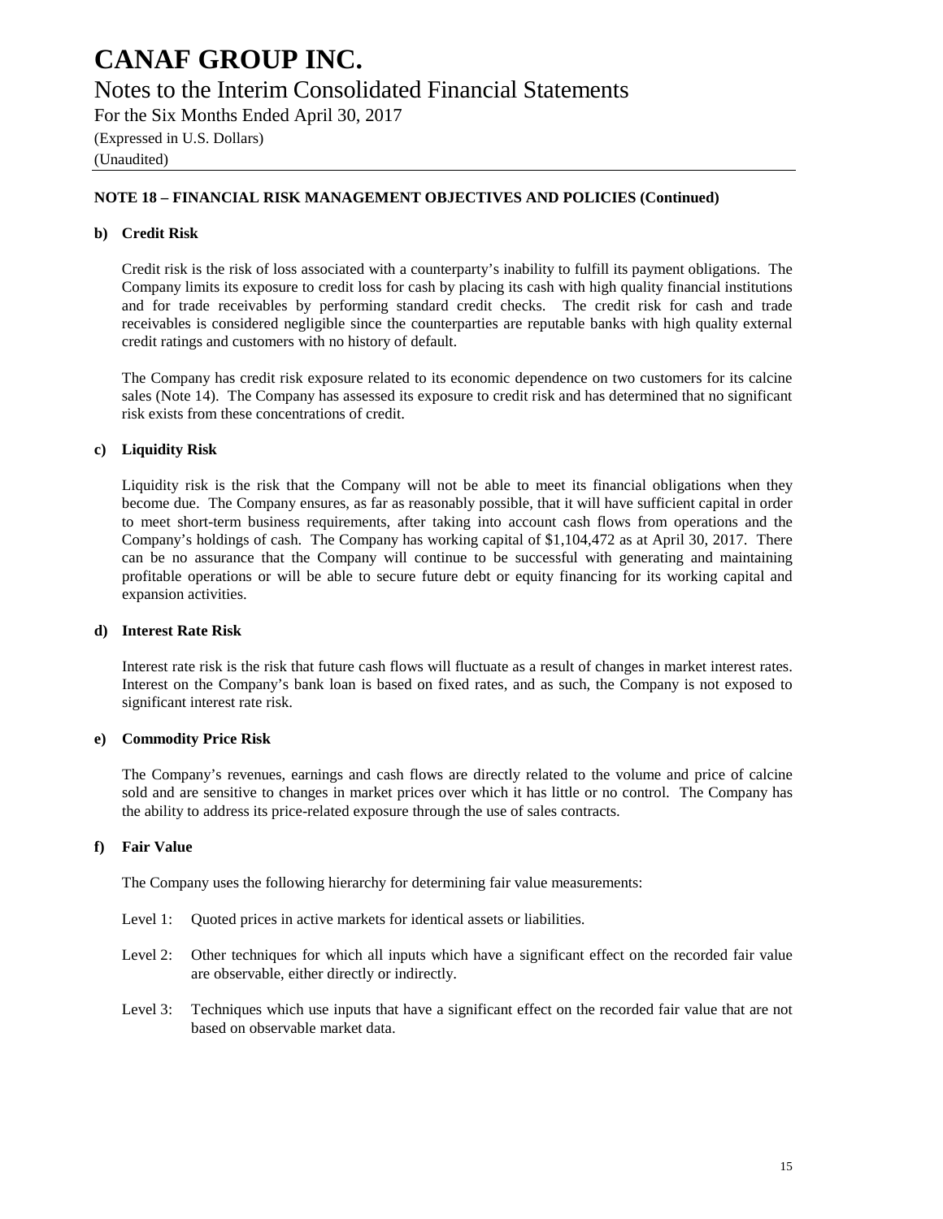**NOTE 18 – FINANCIAL RISK MANAGEMENT OBJECTIVES AND POLICIES (Continued)**

**b) Credit Risk**

Credit risk is the risk of loss associated with a counterparty's inability to fulfill its payment obligations. The Company limits its exposure to credit loss for cash by placing its cash with high quality financial institutions and for trade receivables by performing standard credit checks. The credit risk for cash and trade receivables is considered negligible since the counterparties are reputable banks with high quality external credit ratings and customers with no history of default.

The Company has credit risk exposure related to its economic dependence on two customers for its calcine sales (Note 14). The Company has assessed its exposure to credit risk and has determined that no significant risk exists from these concentrations of credit.

**c) Liquidity Risk**

Liquidity risk is the risk that the Company will not be able to meet its financial obligations when they become due. The Company ensures, as far as reasonably possible, that it will have sufficient capital in order to meet short-term business requirements, after taking into account cash flows from operations and the Company's holdings of cash. The Company has working capital of $1,104,472 as at April 30, 2017. There can be no assurance that the Company will continue to be successful with generating and maintaining profitable operations or will be able to secure future debt or equity financing for its working capital and expansion activities.

**d) Interest Rate Risk**

Interest rate risk is the risk that future cash flows will fluctuate as a result of changes in market interest rates. Interest on the Company's bank loan is based on fixed rates, and as such, the Company is not exposed to significant interest rate risk.

**e) Commodity Price Risk**

The Company's revenues, earnings and cash flows are directly related to the volume and price of calcine sold and are sensitive to changes in market prices over which it has little or no control. The Company has the ability to address its price-related exposure through the use of sales contracts.

**f) Fair Value**

The Company uses the following hierarchy for determining fair value measurements:

Level 1: Quoted prices in active markets for identical assets or liabilities.

Level 2: Other techniques for which all inputs which have a significant effect on the recorded fair value are observable, either directly or indirectly.

Level 3: Techniques which use inputs that have a significant effect on the recorded fair value that are not based on observable market data.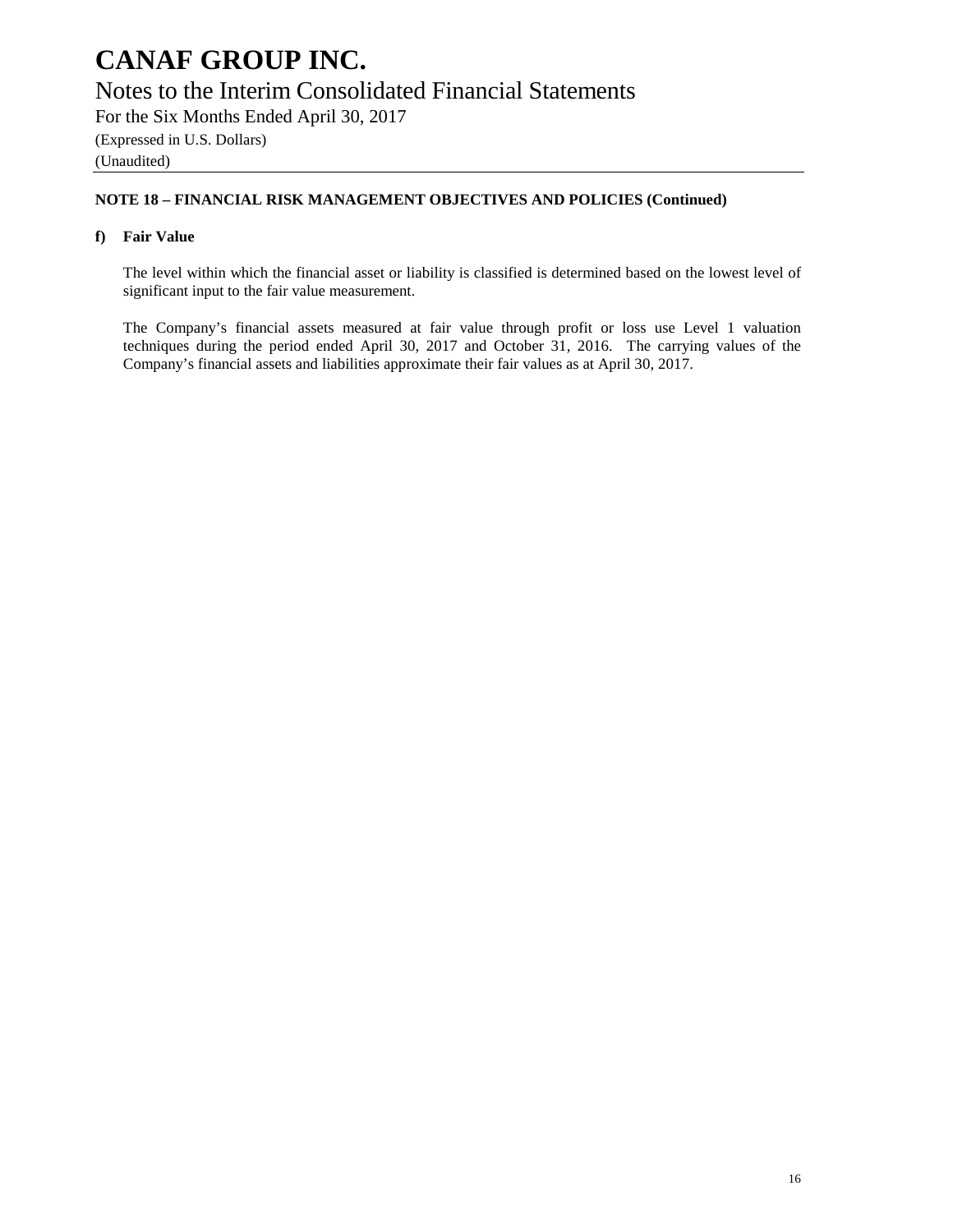# CANAF GROUP INC.

## Notes to the Interim Consolidated Financial Statements

For the Six Months Ended April 30, 2017

(Expressed in U.S. Dollars)

(Unaudited)

### NOTE 18 – FINANCIAL RISK MANAGEMENT OBJECTIVES AND POLICIES (Continued)

**f) Fair Value**

The level within which the financial asset or liability is classified is determined based on the lowest level of significant input to the fair value measurement.

The Company's financial assets measured at fair value through profit or loss use Level 1 valuation techniques during the period ended April 30, 2017 and October 31, 2016. The carrying values of the Company's financial assets and liabilities approximate their fair values as at April 30, 2017.